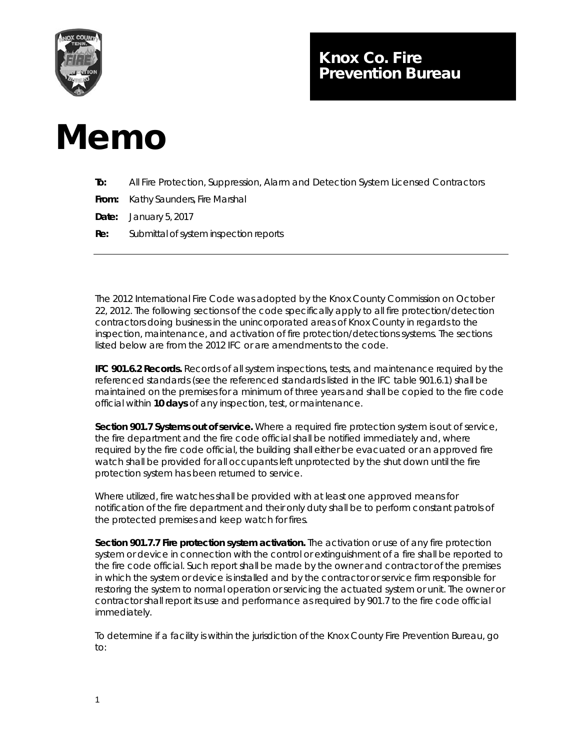**Knox Co. Fire Prevention Bureau**

# Memo

**To:** All Fire Protection, Suppression, Alarm and Detection System Licensed Contractors

**From:** Kathy Saunders, Fire Marshal

**Date:** January 5, 2017

**Re:** Submittal of system inspection reports

---

The 2012 International Fire Code was adopted by the Knox County Commission on October 22, 2012. The following sections of the code specifically apply to all fire protection/detection contractors doing business in the unincorporated areas of Knox County in regards to the inspection, maintenance, and activation of fire protection/detections systems. The sections listed below are from the 2012 IFC or are amendments to the code.

**IFC 901.6.2 Records.** Records of all system inspections, tests, and maintenance required by the referenced standards (see the referenced standards listed in the IFC table 901.6.1) shall be maintained on the premises for a minimum of three years and shall be copied to the fire code official within **10 days** of any inspection, test, or maintenance.

**Section 901.7 Systems out of service.** Where a required fire protection system is out of service, the fire department and the fire code official shall be notified immediately and, where required by the fire code official, the building shall either be evacuated or an approved fire watch shall be provided for all occupants left unprotected by the shut down until the fire protection system has been returned to service.

Where utilized, fire watches shall be provided with at least one approved means for notification of the fire department and their only duty shall be to perform constant patrols of the protected premises and keep watch for fires.

**Section 901.7.7 Fire protection system activation.** The activation or use of any fire protection system or device in connection with the control or extinguishment of a fire shall be reported to the fire code official. Such report shall be made by the owner and contractor of the premises in which the system or device is installed and by the contractor or service firm responsible for restoring the system to normal operation or servicing the actuated system or unit. The owner or contractor shall report its use and performance as required by 901.7 to the fire code official immediately.

To determine if a facility is within the jurisdiction of the Knox County Fire Prevention Bureau, go to: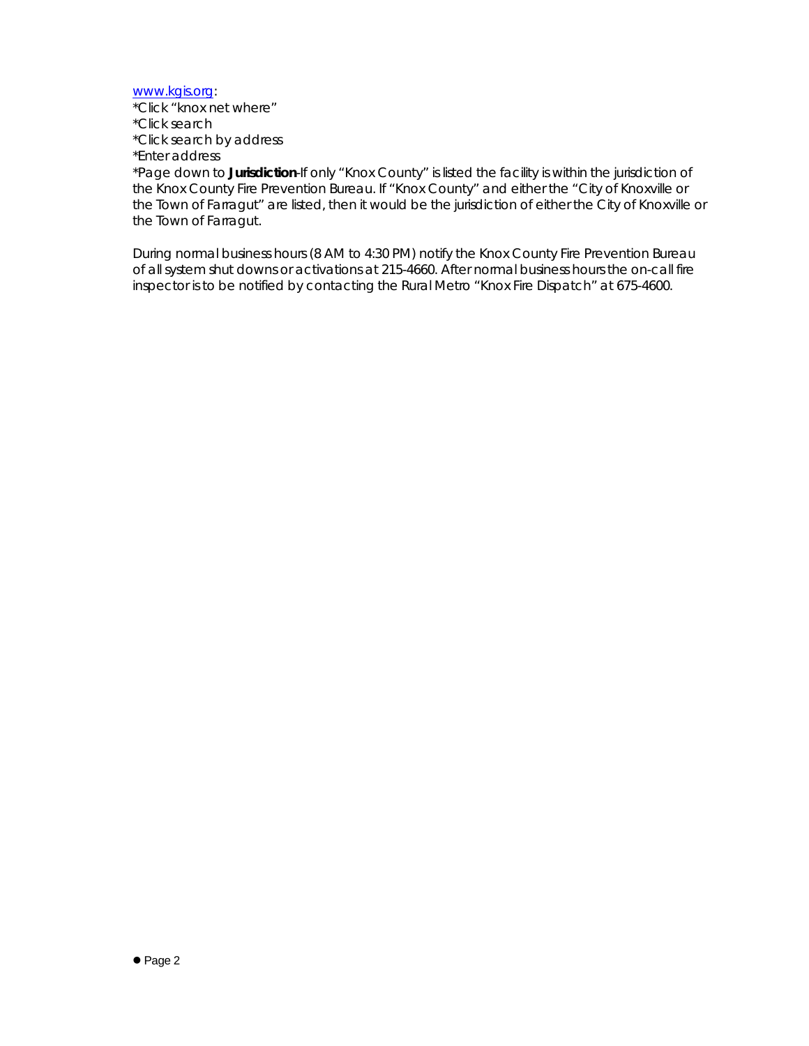[www.kgis.org](http://www.kgis.org):
*Click "knox net where"
*Click search
*Click search by address
*Enter address
*Page down to **Jurisdiction**-If only "Knox County" is listed the facility is within the jurisdiction of the Knox County Fire Prevention Bureau. If "Knox County" and either the "City of Knoxville or the Town of Farragut" are listed, then it would be the jurisdiction of either the City of Knoxville or the Town of Farragut.

During normal business hours (8 AM to 4:30 PM) notify the Knox County Fire Prevention Bureau of all system shut downs or activations at 215-4660. After normal business hours the on-call fire inspector is to be notified by contacting the Rural Metro "Knox Fire Dispatch" at 675-4600.